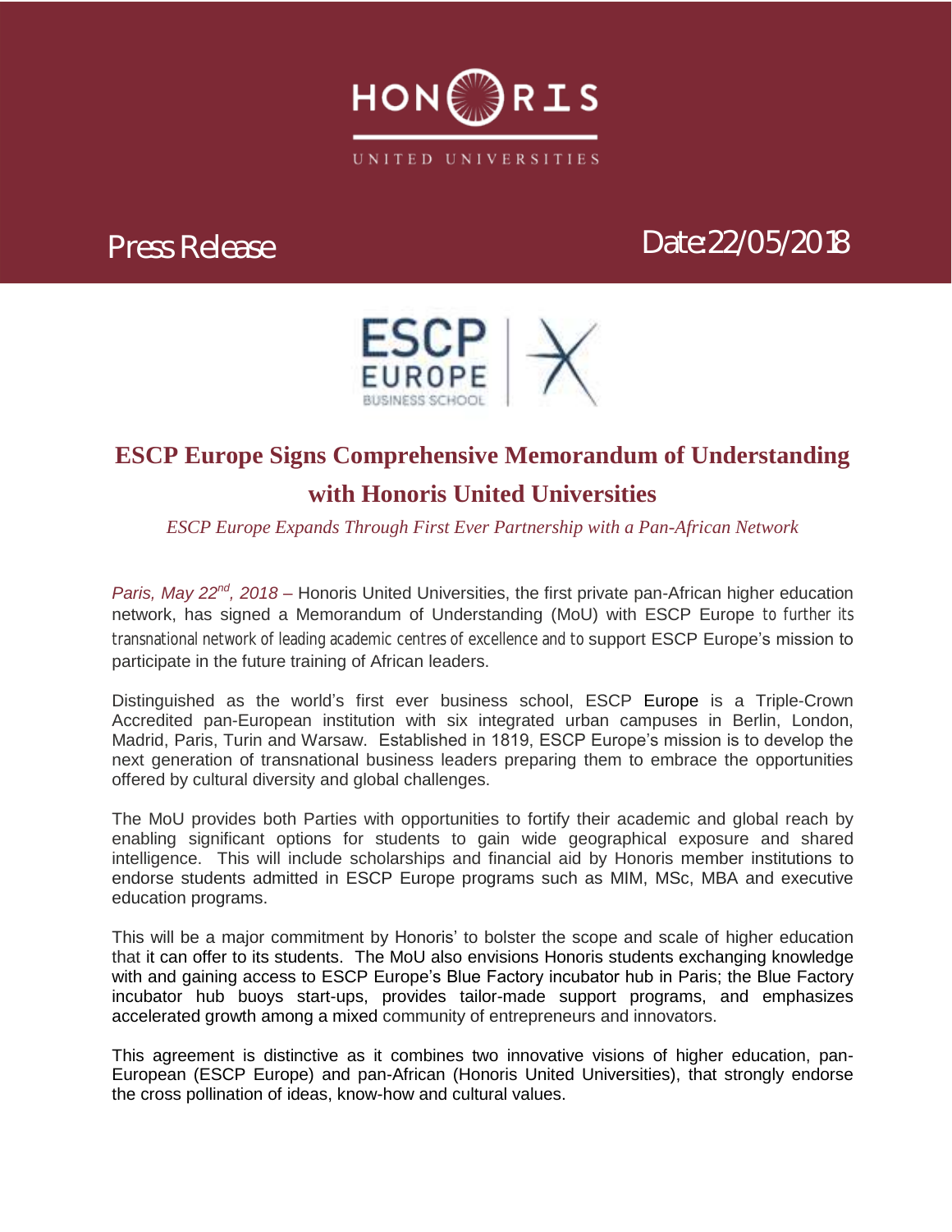HONORIS

UNITED UNIVERSITIES

Press Release

Date: 22/05/2018

ESCP EUROPE BUSINESS SCHOOL

# ESCP Europe Signs Comprehensive Memorandum of Understanding with Honoris United Universities

*ESCP Europe Expands Through First Ever Partnership with a Pan-African Network*

*Paris, May 22nd, 2018* – Honoris United Universities, the first private pan-African higher education network, has signed a Memorandum of Understanding (MoU) with ESCP Europe to further its transnational network of leading academic centres of excellence and to support ESCP Europe's mission to participate in the future training of African leaders.

Distinguished as the world's first ever business school, ESCP Europe is a Triple-Crown Accredited pan-European institution with six integrated urban campuses in Berlin, London, Madrid, Paris, Turin and Warsaw. Established in 1819, ESCP Europe's mission is to develop the next generation of transnational business leaders preparing them to embrace the opportunities offered by cultural diversity and global challenges.

The MoU provides both Parties with opportunities to fortify their academic and global reach by enabling significant options for students to gain wide geographical exposure and shared intelligence. This will include scholarships and financial aid by Honoris member institutions to endorse students admitted in ESCP Europe programs such as MIM, MSc, MBA and executive education programs.

This will be a major commitment by Honoris' to bolster the scope and scale of higher education that it can offer to its students. The MoU also envisions Honoris students exchanging knowledge with and gaining access to ESCP Europe's Blue Factory incubator hub in Paris; the Blue Factory incubator hub buoys start-ups, provides tailor-made support programs, and emphasizes accelerated growth among a mixed community of entrepreneurs and innovators.

This agreement is distinctive as it combines two innovative visions of higher education, pan-European (ESCP Europe) and pan-African (Honoris United Universities), that strongly endorse the cross pollination of ideas, know-how and cultural values.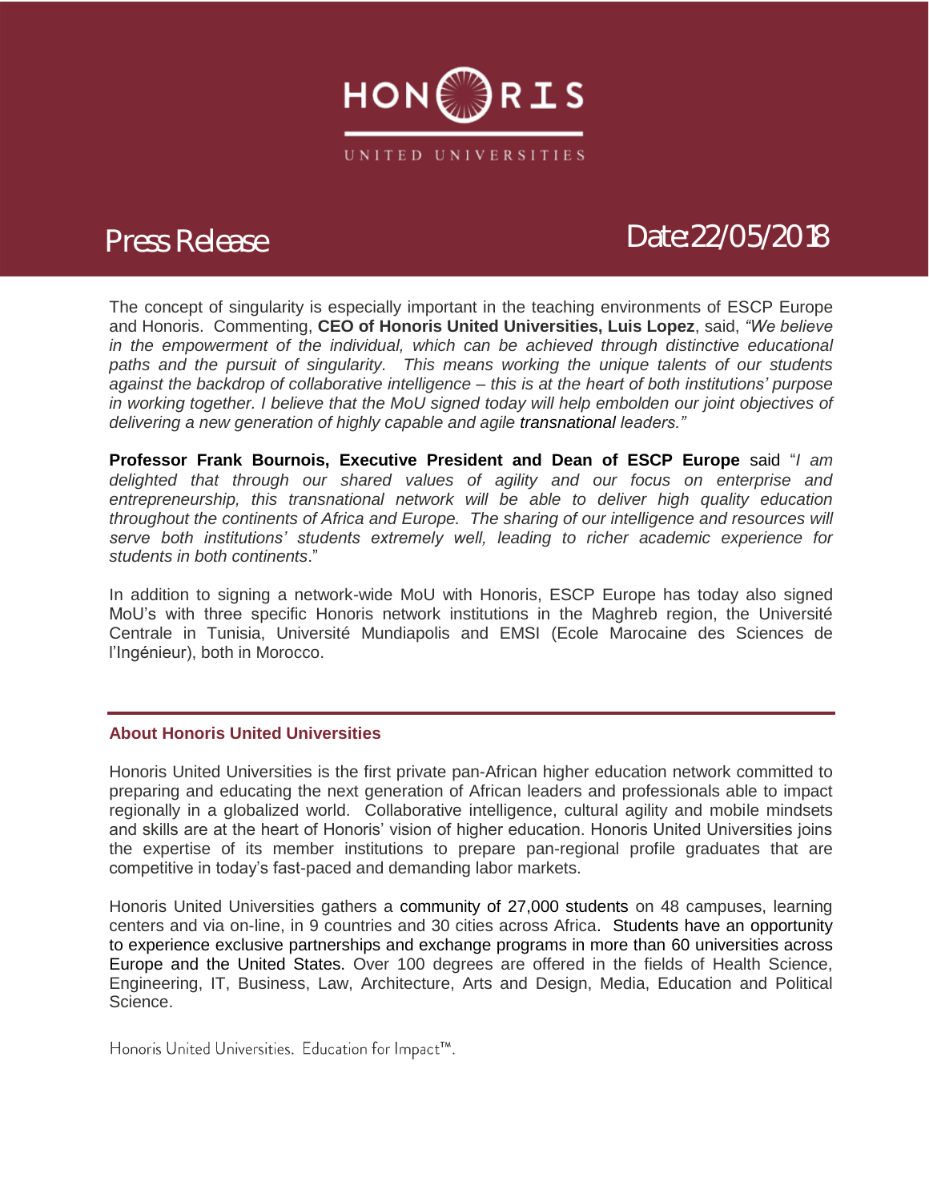Press Release

Date: 22/05/2018

The concept of singularity is especially important in the teaching environments of ESCP Europe and Honoris. Commenting, **CEO of Honoris United Universities, Luis Lopez**, said, *"We believe in the empowerment of the individual, which can be achieved through distinctive educational paths and the pursuit of singularity. This means working the unique talents of our students against the backdrop of collaborative intelligence – this is at the heart of both institutions' purpose in working together. I believe that the MoU signed today will help embolden our joint objectives of delivering a new generation of highly capable and agile transnational leaders."*

**Professor Frank Bournois, Executive President and Dean of ESCP Europe** said "*I am delighted that through our shared values of agility and our focus on enterprise and entrepreneurship, this transnational network will be able to deliver high quality education throughout the continents of Africa and Europe. The sharing of our intelligence and resources will serve both institutions' students extremely well, leading to richer academic experience for students in both continents*."

In addition to signing a network-wide MoU with Honoris, ESCP Europe has today also signed MoU's with three specific Honoris network institutions in the Maghreb region, the Université Centrale in Tunisia, Université Mundiapolis and EMSI (Ecole Marocaine des Sciences de l'Ingénieur), both in Morocco.

---

### About Honoris United Universities

Honoris United Universities is the first private pan-African higher education network committed to preparing and educating the next generation of African leaders and professionals able to impact regionally in a globalized world. Collaborative intelligence, cultural agility and mobile mindsets and skills are at the heart of Honoris' vision of higher education. Honoris United Universities joins the expertise of its member institutions to prepare pan-regional profile graduates that are competitive in today's fast-paced and demanding labor markets.

Honoris United Universities gathers a community of 27,000 students on 48 campuses, learning centers and via on-line, in 9 countries and 30 cities across Africa. Students have an opportunity to experience exclusive partnerships and exchange programs in more than 60 universities across Europe and the United States. Over 100 degrees are offered in the fields of Health Science, Engineering, IT, Business, Law, Architecture, Arts and Design, Media, Education and Political Science.

Honoris United Universities. Education for Impact™.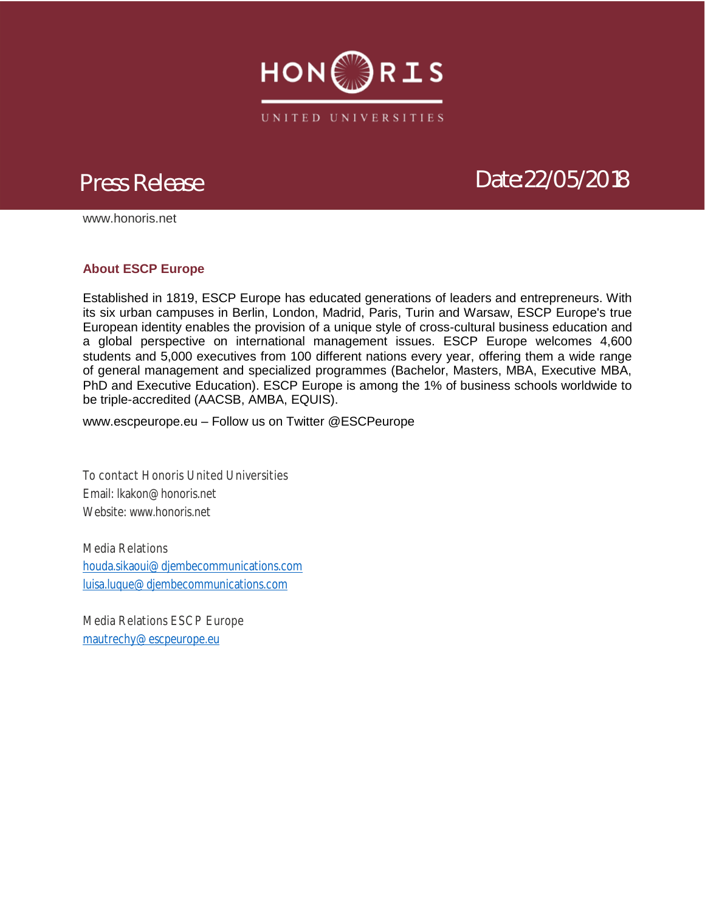HONORIS UNITED UNIVERSITIES

Press Release

Date: 22/05/2018

www.honoris.net

## About ESCP Europe

Established in 1819, ESCP Europe has educated generations of leaders and entrepreneurs. With its six urban campuses in Berlin, London, Madrid, Paris, Turin and Warsaw, ESCP Europe's true European identity enables the provision of a unique style of cross-cultural business education and a global perspective on international management issues. ESCP Europe welcomes 4,600 students and 5,000 executives from 100 different nations every year, offering them a wide range of general management and specialized programmes (Bachelor, Masters, MBA, Executive MBA, PhD and Executive Education). ESCP Europe is among the 1% of business schools worldwide to be triple-accredited (AACSB, AMBA, EQUIS).

www.escpeurope.eu – Follow us on Twitter @ESCPeurope

To contact Honoris United Universities
Email: lkakon@honoris.net
Website: www.honoris.net

Media Relations
houda.sikaoui@djembecommunications.com
luisa.luque@djembecommunications.com

Media Relations ESCP Europe
mautrechy@escpeurope.eu